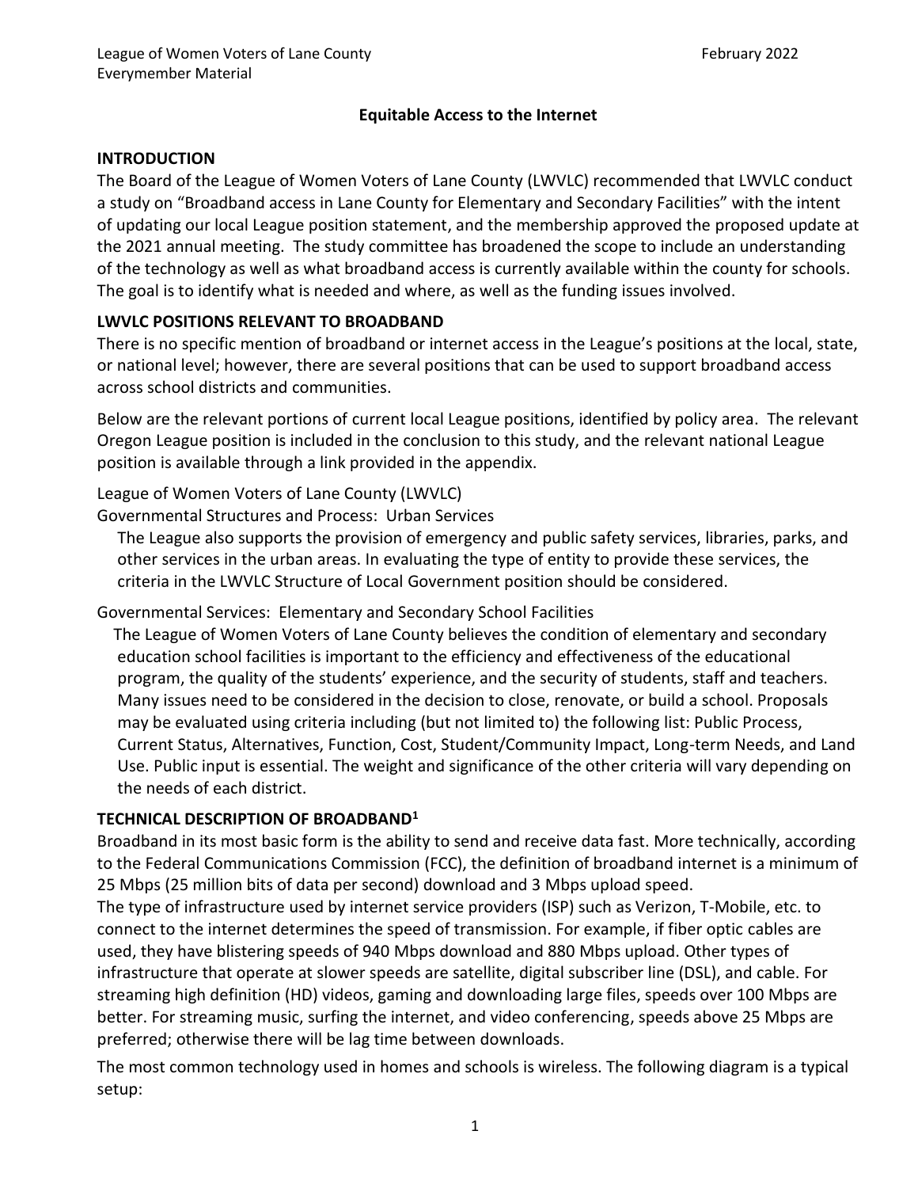League of Women Voters of Lane County
Everymember Material

February 2022

# Equitable Access to the Internet

## INTRODUCTION

The Board of the League of Women Voters of Lane County (LWVLC) recommended that LWVLC conduct a study on "Broadband access in Lane County for Elementary and Secondary Facilities" with the intent of updating our local League position statement, and the membership approved the proposed update at the 2021 annual meeting. The study committee has broadened the scope to include an understanding of the technology as well as what broadband access is currently available within the county for schools. The goal is to identify what is needed and where, as well as the funding issues involved.

## LWVLC POSITIONS RELEVANT TO BROADBAND

There is no specific mention of broadband or internet access in the League's positions at the local, state, or national level; however, there are several positions that can be used to support broadband access across school districts and communities.

Below are the relevant portions of current local League positions, identified by policy area. The relevant Oregon League position is included in the conclusion to this study, and the relevant national League position is available through a link provided in the appendix.

League of Women Voters of Lane County (LWVLC)

Governmental Structures and Process: Urban Services

> The League also supports the provision of emergency and public safety services, libraries, parks, and other services in the urban areas. In evaluating the type of entity to provide these services, the criteria in the LWVLC Structure of Local Government position should be considered.

Governmental Services: Elementary and Secondary School Facilities

> The League of Women Voters of Lane County believes the condition of elementary and secondary education school facilities is important to the efficiency and effectiveness of the educational program, the quality of the students' experience, and the security of students, staff and teachers. Many issues need to be considered in the decision to close, renovate, or build a school. Proposals may be evaluated using criteria including (but not limited to) the following list: Public Process, Current Status, Alternatives, Function, Cost, Student/Community Impact, Long-term Needs, and Land Use. Public input is essential. The weight and significance of the other criteria will vary depending on the needs of each district.

## TECHNICAL DESCRIPTION OF BROADBAND[1]

Broadband in its most basic form is the ability to send and receive data fast. More technically, according to the Federal Communications Commission (FCC), the definition of broadband internet is a minimum of 25 Mbps (25 million bits of data per second) download and 3 Mbps upload speed.

The type of infrastructure used by internet service providers (ISP) such as Verizon, T-Mobile, etc. to connect to the internet determines the speed of transmission. For example, if fiber optic cables are used, they have blistering speeds of 940 Mbps download and 880 Mbps upload. Other types of infrastructure that operate at slower speeds are satellite, digital subscriber line (DSL), and cable. For streaming high definition (HD) videos, gaming and downloading large files, speeds over 100 Mbps are better. For streaming music, surfing the internet, and video conferencing, speeds above 25 Mbps are preferred; otherwise there will be lag time between downloads.

The most common technology used in homes and schools is wireless. The following diagram is a typical setup: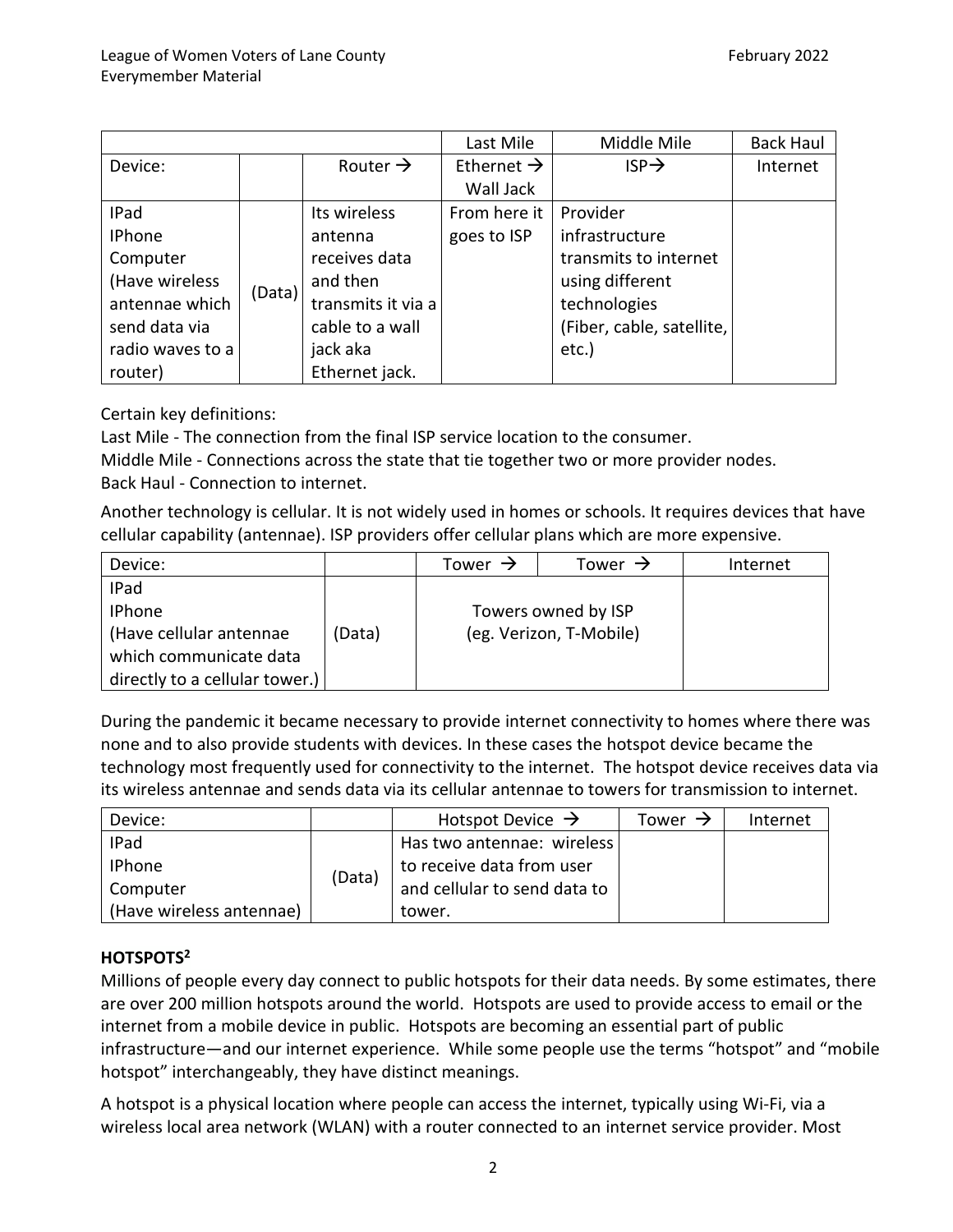| | | | Last Mile | Middle Mile | Back Haul |
|---|---|---|---|---|---|
| Device: | | Router → | Ethernet → Wall Jack | ISP→ | Internet |
| IPad IPhone Computer (Have wireless antennae which send data via radio waves to a router) | (Data) | Its wireless antenna receives data and then transmits it via a cable to a wall jack aka Ethernet jack. | From here it goes to ISP | Provider infrastructure transmits to internet using different technologies (Fiber, cable, satellite, etc.) | |

Certain key definitions:
Last Mile - The connection from the final ISP service location to the consumer.
Middle Mile - Connections across the state that tie together two or more provider nodes.
Back Haul - Connection to internet.

Another technology is cellular. It is not widely used in homes or schools. It requires devices that have cellular capability (antennae). ISP providers offer cellular plans which are more expensive.

| Device: | | Tower → | Tower → | Internet |
|---|---|---|---|---|
| IPad IPhone (Have cellular antennae which communicate data directly to a cellular tower.) | (Data) | Towers owned by ISP (eg. Verizon, T-Mobile) | | |

During the pandemic it became necessary to provide internet connectivity to homes where there was none and to also provide students with devices. In these cases the hotspot device became the technology most frequently used for connectivity to the internet. The hotspot device receives data via its wireless antennae and sends data via its cellular antennae to towers for transmission to internet.

| Device: | | Hotspot Device → | Tower → | Internet |
|---|---|---|---|---|
| IPad IPhone Computer (Have wireless antennae) | (Data) | Has two antennae: wireless to receive data from user and cellular to send data to tower. | | |

**HOTSPOTS[2]**

Millions of people every day connect to public hotspots for their data needs. By some estimates, there are over 200 million hotspots around the world. Hotspots are used to provide access to email or the internet from a mobile device in public. Hotspots are becoming an essential part of public infrastructure—and our internet experience. While some people use the terms "hotspot" and "mobile hotspot" interchangeably, they have distinct meanings.

A hotspot is a physical location where people can access the internet, typically using Wi-Fi, via a wireless local area network (WLAN) with a router connected to an internet service provider. Most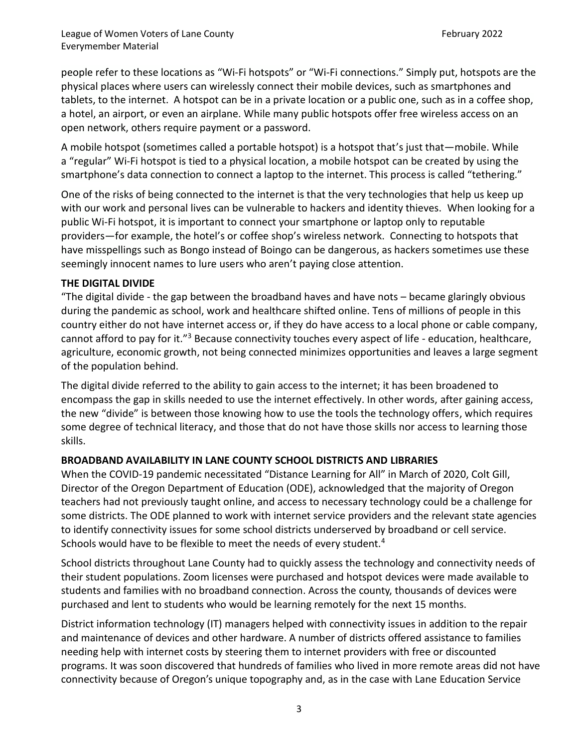people refer to these locations as "Wi-Fi hotspots" or "Wi-Fi connections." Simply put, hotspots are the physical places where users can wirelessly connect their mobile devices, such as smartphones and tablets, to the internet. A hotspot can be in a private location or a public one, such as in a coffee shop, a hotel, an airport, or even an airplane. While many public hotspots offer free wireless access on an open network, others require payment or a password.

A mobile hotspot (sometimes called a portable hotspot) is a hotspot that's just that—mobile. While a "regular" Wi-Fi hotspot is tied to a physical location, a mobile hotspot can be created by using the smartphone's data connection to connect a laptop to the internet. This process is called "tethering."

One of the risks of being connected to the internet is that the very technologies that help us keep up with our work and personal lives can be vulnerable to hackers and identity thieves. When looking for a public Wi-Fi hotspot, it is important to connect your smartphone or laptop only to reputable providers—for example, the hotel's or coffee shop's wireless network. Connecting to hotspots that have misspellings such as Bongo instead of Boingo can be dangerous, as hackers sometimes use these seemingly innocent names to lure users who aren't paying close attention.

**THE DIGITAL DIVIDE**

"The digital divide - the gap between the broadband haves and have nots – became glaringly obvious during the pandemic as school, work and healthcare shifted online. Tens of millions of people in this country either do not have internet access or, if they do have access to a local phone or cable company, cannot afford to pay for it."[3] Because connectivity touches every aspect of life - education, healthcare, agriculture, economic growth, not being connected minimizes opportunities and leaves a large segment of the population behind.

The digital divide referred to the ability to gain access to the internet; it has been broadened to encompass the gap in skills needed to use the internet effectively. In other words, after gaining access, the new "divide" is between those knowing how to use the tools the technology offers, which requires some degree of technical literacy, and those that do not have those skills nor access to learning those skills.

**BROADBAND AVAILABILITY IN LANE COUNTY SCHOOL DISTRICTS AND LIBRARIES**

When the COVID-19 pandemic necessitated "Distance Learning for All" in March of 2020, Colt Gill, Director of the Oregon Department of Education (ODE), acknowledged that the majority of Oregon teachers had not previously taught online, and access to necessary technology could be a challenge for some districts. The ODE planned to work with internet service providers and the relevant state agencies to identify connectivity issues for some school districts underserved by broadband or cell service. Schools would have to be flexible to meet the needs of every student.[4]

School districts throughout Lane County had to quickly assess the technology and connectivity needs of their student populations. Zoom licenses were purchased and hotspot devices were made available to students and families with no broadband connection. Across the county, thousands of devices were purchased and lent to students who would be learning remotely for the next 15 months.

District information technology (IT) managers helped with connectivity issues in addition to the repair and maintenance of devices and other hardware. A number of districts offered assistance to families needing help with internet costs by steering them to internet providers with free or discounted programs. It was soon discovered that hundreds of families who lived in more remote areas did not have connectivity because of Oregon's unique topography and, as in the case with Lane Education Service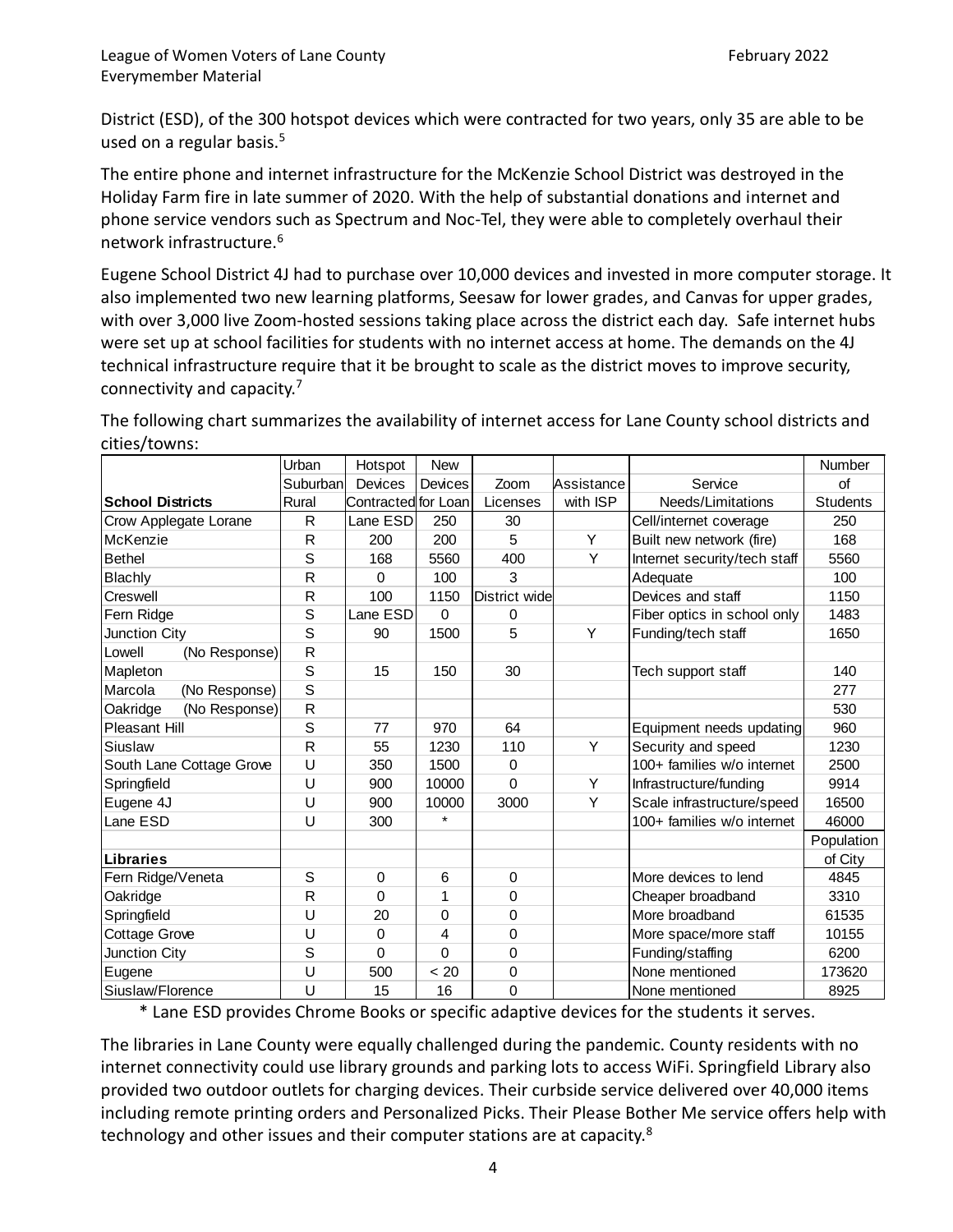District (ESD), of the 300 hotspot devices which were contracted for two years, only 35 are able to be used on a regular basis.[5]

The entire phone and internet infrastructure for the McKenzie School District was destroyed in the Holiday Farm fire in late summer of 2020. With the help of substantial donations and internet and phone service vendors such as Spectrum and Noc-Tel, they were able to completely overhaul their network infrastructure.[6]

Eugene School District 4J had to purchase over 10,000 devices and invested in more computer storage. It also implemented two new learning platforms, Seesaw for lower grades, and Canvas for upper grades, with over 3,000 live Zoom-hosted sessions taking place across the district each day. Safe internet hubs were set up at school facilities for students with no internet access at home. The demands on the 4J technical infrastructure require that it be brought to scale as the district moves to improve security, connectivity and capacity.[7]

The following chart summarizes the availability of internet access for Lane County school districts and cities/towns:

| School Districts | Urban Suburban Rural | Hotspot Devices Contracted | New Devices for Loan | Zoom Licenses | Assistance with ISP | Service Needs/Limitations | Number of Students |
|---|---|---|---|---|---|---|---|
| Crow Applegate Lorane | R | Lane ESD | 250 | 30 | | Cell/internet coverage | 250 |
| McKenzie | R | 200 | 200 | 5 | Y | Built new network (fire) | 168 |
| Bethel | S | 168 | 5560 | 400 | Y | Internet security/tech staff | 5560 |
| Blachly | R | 0 | 100 | 3 | | Adequate | 100 |
| Creswell | R | 100 | 1150 | District wide | | Devices and staff | 1150 |
| Fern Ridge | S | Lane ESD | 0 | 0 | | Fiber optics in school only | 1483 |
| Junction City | S | 90 | 1500 | 5 | Y | Funding/tech staff | 1650 |
| Lowell (No Response) | R | | | | | | |
| Mapleton | S | 15 | 150 | 30 | | Tech support staff | 140 |
| Marcola (No Response) | S | | | | | | 277 |
| Oakridge (No Response) | R | | | | | | 530 |
| Pleasant Hill | S | 77 | 970 | 64 | | Equipment needs updating | 960 |
| Siuslaw | R | 55 | 1230 | 110 | Y | Security and speed | 1230 |
| South Lane Cottage Grove | U | 350 | 1500 | 0 | | 100+ families w/o internet | 2500 |
| Springfield | U | 900 | 10000 | 0 | Y | Infrastructure/funding | 9914 |
| Eugene 4J | U | 900 | 10000 | 3000 | Y | Scale infrastructure/speed | 16500 |
| Lane ESD | U | 300 | * | | | 100+ families w/o internet | 46000 |
| **Libraries** | | | | | | | Population of City |
| Fern Ridge/Veneta | S | 0 | 6 | 0 | | More devices to lend | 4845 |
| Oakridge | R | 0 | 1 | 0 | | Cheaper broadband | 3310 |
| Springfield | U | 20 | 0 | 0 | | More broadband | 61535 |
| Cottage Grove | U | 0 | 4 | 0 | | More space/more staff | 10155 |
| Junction City | S | 0 | 0 | 0 | | Funding/staffing | 6200 |
| Eugene | U | 500 | < 20 | 0 | | None mentioned | 173620 |
| Siuslaw/Florence | U | 15 | 16 | 0 | | None mentioned | 8925 |

\* Lane ESD provides Chrome Books or specific adaptive devices for the students it serves.

The libraries in Lane County were equally challenged during the pandemic. County residents with no internet connectivity could use library grounds and parking lots to access WiFi. Springfield Library also provided two outdoor outlets for charging devices. Their curbside service delivered over 40,000 items including remote printing orders and Personalized Picks. Their Please Bother Me service offers help with technology and other issues and their computer stations are at capacity.[8]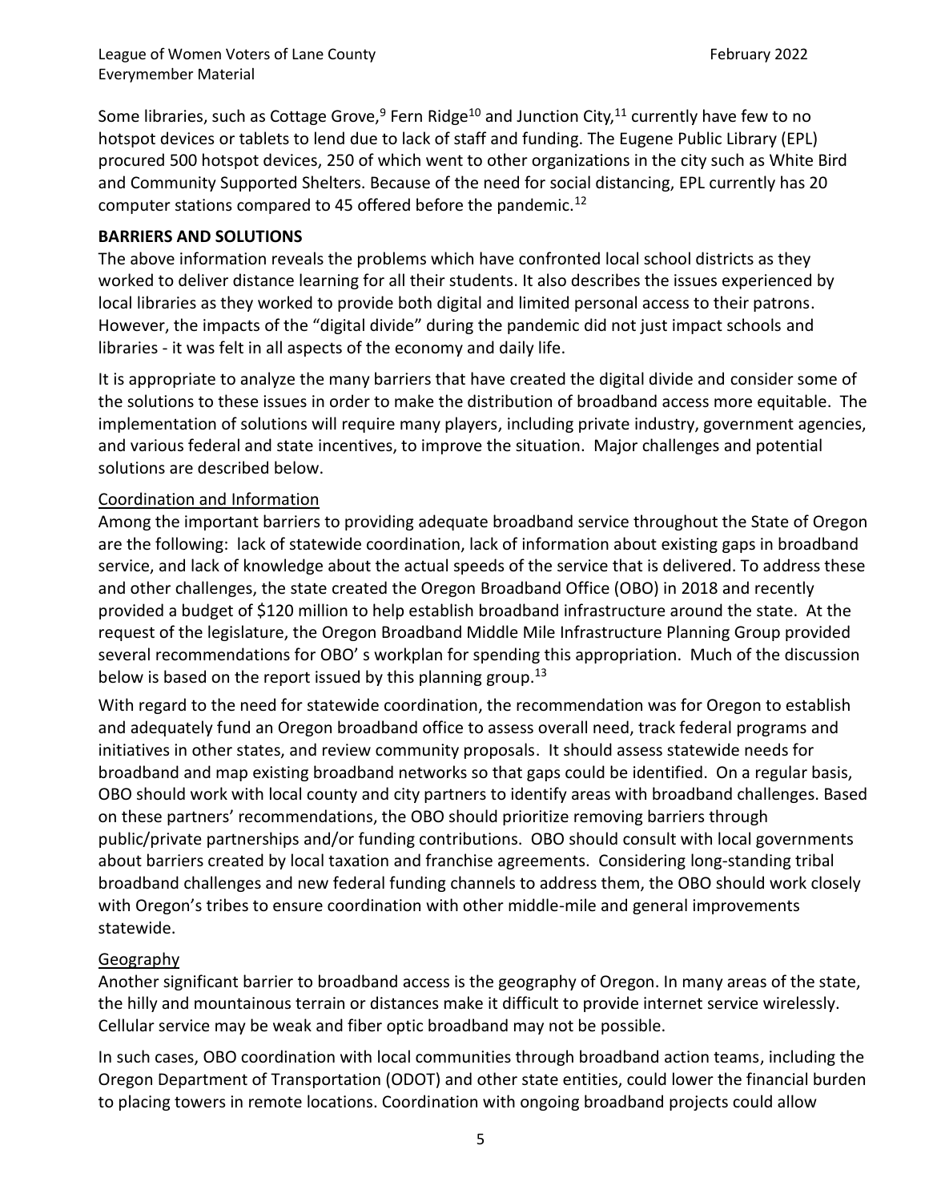Some libraries, such as Cottage Grove,[9] Fern Ridge[10] and Junction City,[11] currently have few to no hotspot devices or tablets to lend due to lack of staff and funding. The Eugene Public Library (EPL) procured 500 hotspot devices, 250 of which went to other organizations in the city such as White Bird and Community Supported Shelters. Because of the need for social distancing, EPL currently has 20 computer stations compared to 45 offered before the pandemic.[12]

## BARRIERS AND SOLUTIONS

The above information reveals the problems which have confronted local school districts as they worked to deliver distance learning for all their students. It also describes the issues experienced by local libraries as they worked to provide both digital and limited personal access to their patrons. However, the impacts of the "digital divide" during the pandemic did not just impact schools and libraries - it was felt in all aspects of the economy and daily life.

It is appropriate to analyze the many barriers that have created the digital divide and consider some of the solutions to these issues in order to make the distribution of broadband access more equitable. The implementation of solutions will require many players, including private industry, government agencies, and various federal and state incentives, to improve the situation. Major challenges and potential solutions are described below.

### Coordination and Information

Among the important barriers to providing adequate broadband service throughout the State of Oregon are the following: lack of statewide coordination, lack of information about existing gaps in broadband service, and lack of knowledge about the actual speeds of the service that is delivered. To address these and other challenges, the state created the Oregon Broadband Office (OBO) in 2018 and recently provided a budget of $120 million to help establish broadband infrastructure around the state. At the request of the legislature, the Oregon Broadband Middle Mile Infrastructure Planning Group provided several recommendations for OBO' s workplan for spending this appropriation. Much of the discussion below is based on the report issued by this planning group.[13]

With regard to the need for statewide coordination, the recommendation was for Oregon to establish and adequately fund an Oregon broadband office to assess overall need, track federal programs and initiatives in other states, and review community proposals. It should assess statewide needs for broadband and map existing broadband networks so that gaps could be identified. On a regular basis, OBO should work with local county and city partners to identify areas with broadband challenges. Based on these partners' recommendations, the OBO should prioritize removing barriers through public/private partnerships and/or funding contributions. OBO should consult with local governments about barriers created by local taxation and franchise agreements. Considering long-standing tribal broadband challenges and new federal funding channels to address them, the OBO should work closely with Oregon's tribes to ensure coordination with other middle-mile and general improvements statewide.

### Geography

Another significant barrier to broadband access is the geography of Oregon. In many areas of the state, the hilly and mountainous terrain or distances make it difficult to provide internet service wirelessly. Cellular service may be weak and fiber optic broadband may not be possible.

In such cases, OBO coordination with local communities through broadband action teams, including the Oregon Department of Transportation (ODOT) and other state entities, could lower the financial burden to placing towers in remote locations. Coordination with ongoing broadband projects could allow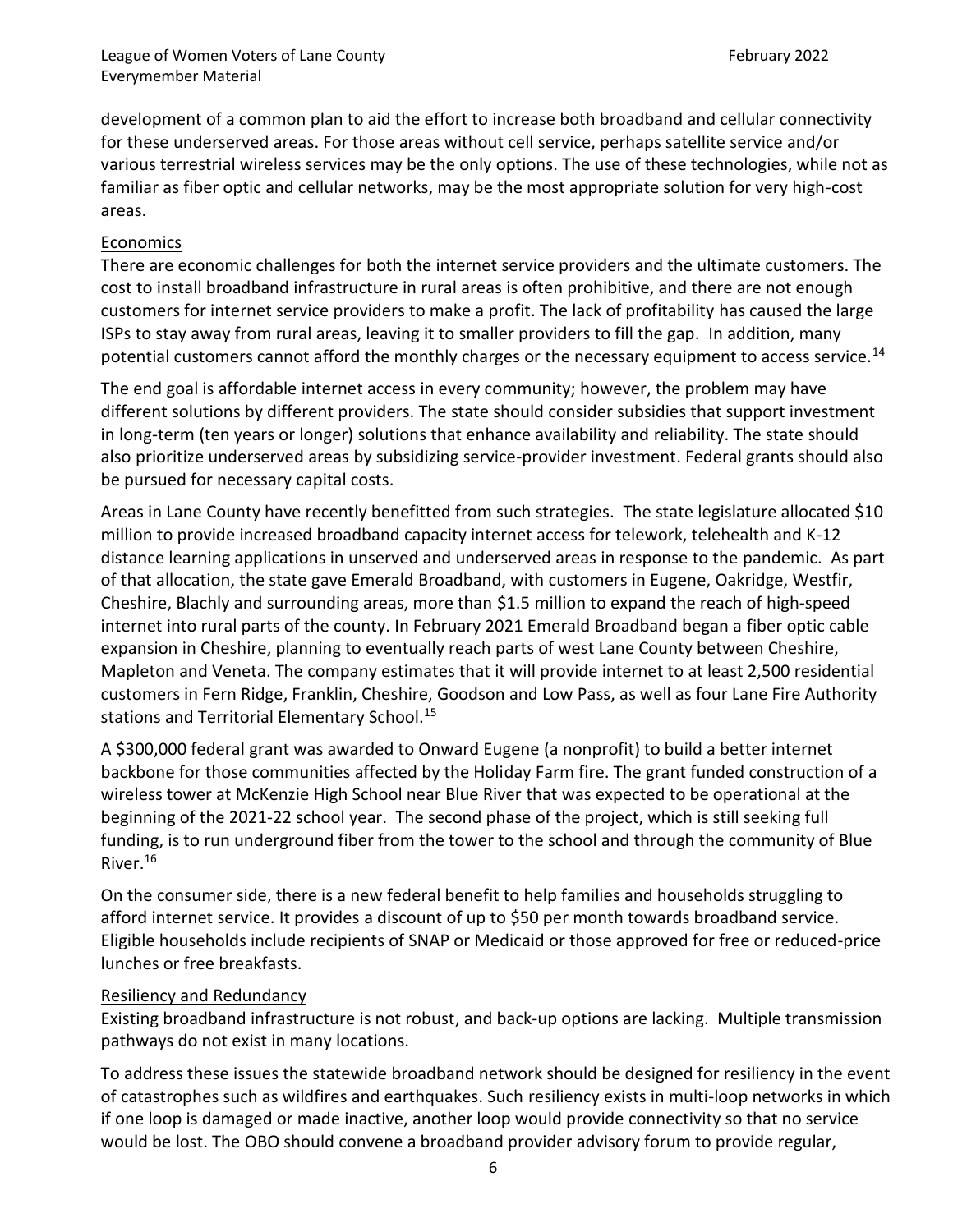development of a common plan to aid the effort to increase both broadband and cellular connectivity for these underserved areas. For those areas without cell service, perhaps satellite service and/or various terrestrial wireless services may be the only options. The use of these technologies, while not as familiar as fiber optic and cellular networks, may be the most appropriate solution for very high-cost areas.

Economics

There are economic challenges for both the internet service providers and the ultimate customers. The cost to install broadband infrastructure in rural areas is often prohibitive, and there are not enough customers for internet service providers to make a profit. The lack of profitability has caused the large ISPs to stay away from rural areas, leaving it to smaller providers to fill the gap. In addition, many potential customers cannot afford the monthly charges or the necessary equipment to access service.[14]

The end goal is affordable internet access in every community; however, the problem may have different solutions by different providers. The state should consider subsidies that support investment in long-term (ten years or longer) solutions that enhance availability and reliability. The state should also prioritize underserved areas by subsidizing service-provider investment. Federal grants should also be pursued for necessary capital costs.

Areas in Lane County have recently benefitted from such strategies. The state legislature allocated $10 million to provide increased broadband capacity internet access for telework, telehealth and K-12 distance learning applications in unserved and underserved areas in response to the pandemic. As part of that allocation, the state gave Emerald Broadband, with customers in Eugene, Oakridge, Westfir, Cheshire, Blachly and surrounding areas, more than $1.5 million to expand the reach of high-speed internet into rural parts of the county. In February 2021 Emerald Broadband began a fiber optic cable expansion in Cheshire, planning to eventually reach parts of west Lane County between Cheshire, Mapleton and Veneta. The company estimates that it will provide internet to at least 2,500 residential customers in Fern Ridge, Franklin, Cheshire, Goodson and Low Pass, as well as four Lane Fire Authority stations and Territorial Elementary School.[15]

A $300,000 federal grant was awarded to Onward Eugene (a nonprofit) to build a better internet backbone for those communities affected by the Holiday Farm fire. The grant funded construction of a wireless tower at McKenzie High School near Blue River that was expected to be operational at the beginning of the 2021-22 school year. The second phase of the project, which is still seeking full funding, is to run underground fiber from the tower to the school and through the community of Blue River.[16]

On the consumer side, there is a new federal benefit to help families and households struggling to afford internet service. It provides a discount of up to $50 per month towards broadband service. Eligible households include recipients of SNAP or Medicaid or those approved for free or reduced-price lunches or free breakfasts.

Resiliency and Redundancy

Existing broadband infrastructure is not robust, and back-up options are lacking. Multiple transmission pathways do not exist in many locations.

To address these issues the statewide broadband network should be designed for resiliency in the event of catastrophes such as wildfires and earthquakes. Such resiliency exists in multi-loop networks in which if one loop is damaged or made inactive, another loop would provide connectivity so that no service would be lost. The OBO should convene a broadband provider advisory forum to provide regular,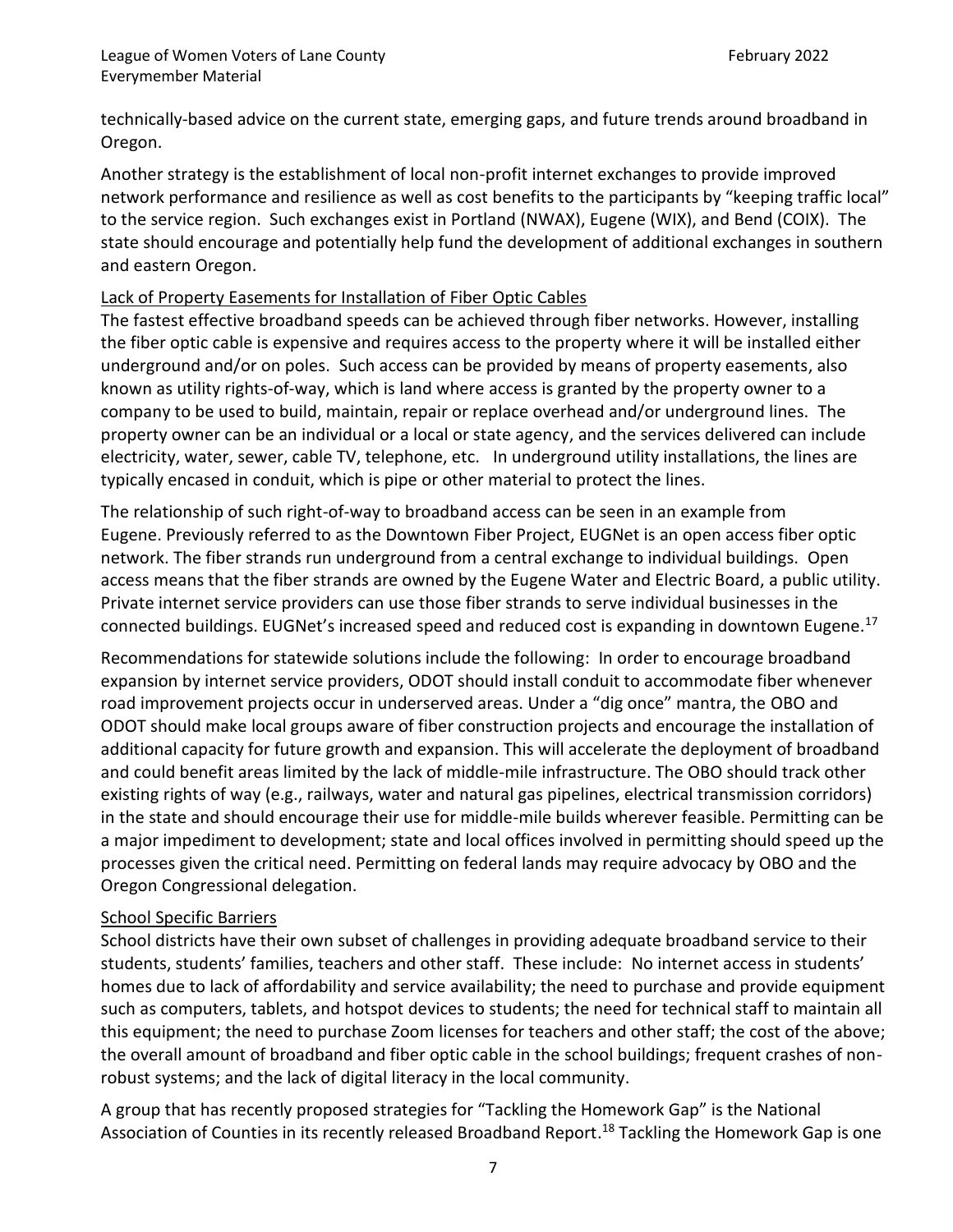technically-based advice on the current state, emerging gaps, and future trends around broadband in Oregon.

Another strategy is the establishment of local non-profit internet exchanges to provide improved network performance and resilience as well as cost benefits to the participants by "keeping traffic local" to the service region. Such exchanges exist in Portland (NWAX), Eugene (WIX), and Bend (COIX). The state should encourage and potentially help fund the development of additional exchanges in southern and eastern Oregon.

### Lack of Property Easements for Installation of Fiber Optic Cables

The fastest effective broadband speeds can be achieved through fiber networks. However, installing the fiber optic cable is expensive and requires access to the property where it will be installed either underground and/or on poles. Such access can be provided by means of property easements, also known as utility rights-of-way, which is land where access is granted by the property owner to a company to be used to build, maintain, repair or replace overhead and/or underground lines. The property owner can be an individual or a local or state agency, and the services delivered can include electricity, water, sewer, cable TV, telephone, etc. In underground utility installations, the lines are typically encased in conduit, which is pipe or other material to protect the lines.

The relationship of such right-of-way to broadband access can be seen in an example from Eugene. Previously referred to as the Downtown Fiber Project, EUGNet is an open access fiber optic network. The fiber strands run underground from a central exchange to individual buildings. Open access means that the fiber strands are owned by the Eugene Water and Electric Board, a public utility. Private internet service providers can use those fiber strands to serve individual businesses in the connected buildings. EUGNet's increased speed and reduced cost is expanding in downtown Eugene.[17]

Recommendations for statewide solutions include the following: In order to encourage broadband expansion by internet service providers, ODOT should install conduit to accommodate fiber whenever road improvement projects occur in underserved areas. Under a "dig once" mantra, the OBO and ODOT should make local groups aware of fiber construction projects and encourage the installation of additional capacity for future growth and expansion. This will accelerate the deployment of broadband and could benefit areas limited by the lack of middle-mile infrastructure. The OBO should track other existing rights of way (e.g., railways, water and natural gas pipelines, electrical transmission corridors) in the state and should encourage their use for middle-mile builds wherever feasible. Permitting can be a major impediment to development; state and local offices involved in permitting should speed up the processes given the critical need. Permitting on federal lands may require advocacy by OBO and the Oregon Congressional delegation.

### School Specific Barriers

School districts have their own subset of challenges in providing adequate broadband service to their students, students' families, teachers and other staff. These include: No internet access in students' homes due to lack of affordability and service availability; the need to purchase and provide equipment such as computers, tablets, and hotspot devices to students; the need for technical staff to maintain all this equipment; the need to purchase Zoom licenses for teachers and other staff; the cost of the above; the overall amount of broadband and fiber optic cable in the school buildings; frequent crashes of non-robust systems; and the lack of digital literacy in the local community.

A group that has recently proposed strategies for "Tackling the Homework Gap" is the National Association of Counties in its recently released Broadband Report.[18] Tackling the Homework Gap is one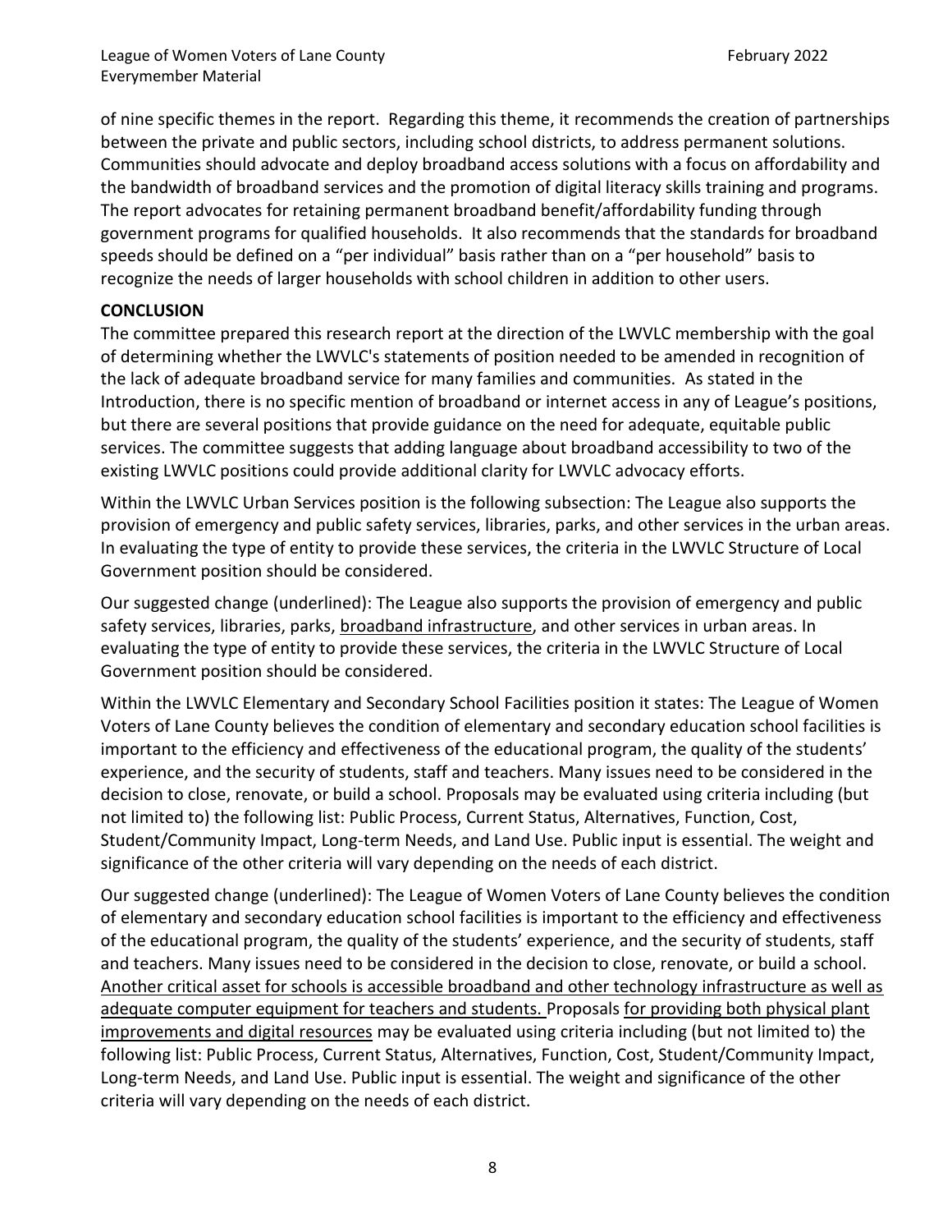of nine specific themes in the report. Regarding this theme, it recommends the creation of partnerships between the private and public sectors, including school districts, to address permanent solutions. Communities should advocate and deploy broadband access solutions with a focus on affordability and the bandwidth of broadband services and the promotion of digital literacy skills training and programs. The report advocates for retaining permanent broadband benefit/affordability funding through government programs for qualified households. It also recommends that the standards for broadband speeds should be defined on a "per individual" basis rather than on a "per household" basis to recognize the needs of larger households with school children in addition to other users.

## CONCLUSION

The committee prepared this research report at the direction of the LWVLC membership with the goal of determining whether the LWVLC's statements of position needed to be amended in recognition of the lack of adequate broadband service for many families and communities. As stated in the Introduction, there is no specific mention of broadband or internet access in any of League's positions, but there are several positions that provide guidance on the need for adequate, equitable public services. The committee suggests that adding language about broadband accessibility to two of the existing LWVLC positions could provide additional clarity for LWVLC advocacy efforts.

Within the LWVLC Urban Services position is the following subsection: The League also supports the provision of emergency and public safety services, libraries, parks, and other services in the urban areas. In evaluating the type of entity to provide these services, the criteria in the LWVLC Structure of Local Government position should be considered.

Our suggested change (underlined): The League also supports the provision of emergency and public safety services, libraries, parks, <u>broadband infrastructure</u>, and other services in urban areas. In evaluating the type of entity to provide these services, the criteria in the LWVLC Structure of Local Government position should be considered.

Within the LWVLC Elementary and Secondary School Facilities position it states: The League of Women Voters of Lane County believes the condition of elementary and secondary education school facilities is important to the efficiency and effectiveness of the educational program, the quality of the students' experience, and the security of students, staff and teachers. Many issues need to be considered in the decision to close, renovate, or build a school. Proposals may be evaluated using criteria including (but not limited to) the following list: Public Process, Current Status, Alternatives, Function, Cost, Student/Community Impact, Long-term Needs, and Land Use. Public input is essential. The weight and significance of the other criteria will vary depending on the needs of each district.

Our suggested change (underlined): The League of Women Voters of Lane County believes the condition of elementary and secondary education school facilities is important to the efficiency and effectiveness of the educational program, the quality of the students' experience, and the security of students, staff and teachers. Many issues need to be considered in the decision to close, renovate, or build a school. <u>Another critical asset for schools is accessible broadband and other technology infrastructure as well as adequate computer equipment for teachers and students.</u> Proposals <u>for providing both physical plant improvements and digital resources</u> may be evaluated using criteria including (but not limited to) the following list: Public Process, Current Status, Alternatives, Function, Cost, Student/Community Impact, Long-term Needs, and Land Use. Public input is essential. The weight and significance of the other criteria will vary depending on the needs of each district.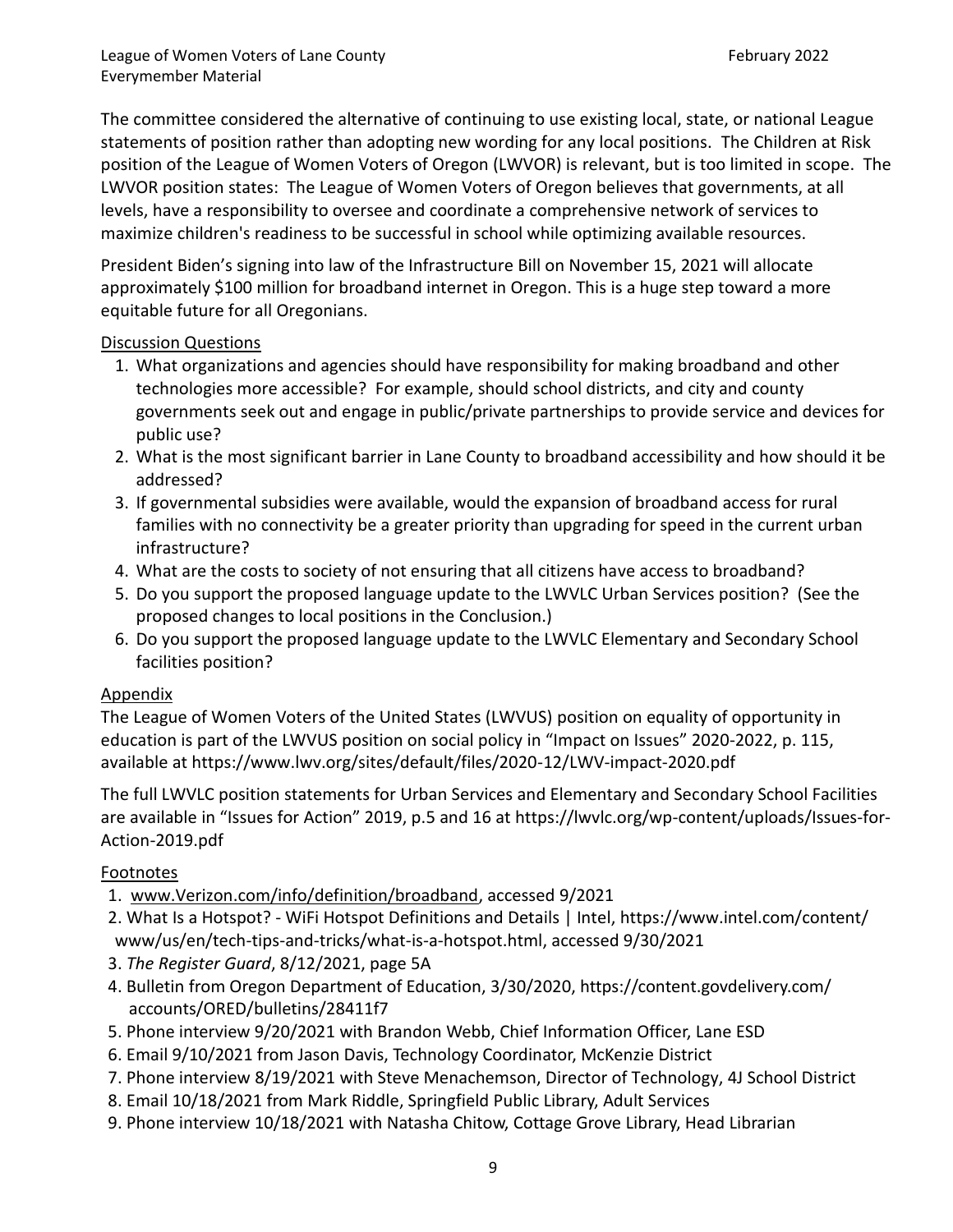The committee considered the alternative of continuing to use existing local, state, or national League statements of position rather than adopting new wording for any local positions. The Children at Risk position of the League of Women Voters of Oregon (LWVOR) is relevant, but is too limited in scope. The LWVOR position states: The League of Women Voters of Oregon believes that governments, at all levels, have a responsibility to oversee and coordinate a comprehensive network of services to maximize children's readiness to be successful in school while optimizing available resources.

President Biden's signing into law of the Infrastructure Bill on November 15, 2021 will allocate approximately $100 million for broadband internet in Oregon. This is a huge step toward a more equitable future for all Oregonians.

## Discussion Questions

1. What organizations and agencies should have responsibility for making broadband and other technologies more accessible? For example, should school districts, and city and county governments seek out and engage in public/private partnerships to provide service and devices for public use?
2. What is the most significant barrier in Lane County to broadband accessibility and how should it be addressed?
3. If governmental subsidies were available, would the expansion of broadband access for rural families with no connectivity be a greater priority than upgrading for speed in the current urban infrastructure?
4. What are the costs to society of not ensuring that all citizens have access to broadband?
5. Do you support the proposed language update to the LWVLC Urban Services position? (See the proposed changes to local positions in the Conclusion.)
6. Do you support the proposed language update to the LWVLC Elementary and Secondary School facilities position?

## Appendix

The League of Women Voters of the United States (LWVUS) position on equality of opportunity in education is part of the LWVUS position on social policy in "Impact on Issues" 2020-2022, p. 115, available at https://www.lwv.org/sites/default/files/2020-12/LWV-impact-2020.pdf

The full LWVLC position statements for Urban Services and Elementary and Secondary School Facilities are available in "Issues for Action" 2019, p.5 and 16 at https://lwvlc.org/wp-content/uploads/Issues-for-Action-2019.pdf

## Footnotes

1. www.Verizon.com/info/definition/broadband, accessed 9/2021
2. What Is a Hotspot? - WiFi Hotspot Definitions and Details | Intel, https://www.intel.com/content/www/us/en/tech-tips-and-tricks/what-is-a-hotspot.html, accessed 9/30/2021
3. *The Register Guard*, 8/12/2021, page 5A
4. Bulletin from Oregon Department of Education, 3/30/2020, https://content.govdelivery.com/accounts/ORED/bulletins/28411f7
5. Phone interview 9/20/2021 with Brandon Webb, Chief Information Officer, Lane ESD
6. Email 9/10/2021 from Jason Davis, Technology Coordinator, McKenzie District
7. Phone interview 8/19/2021 with Steve Menachemson, Director of Technology, 4J School District
8. Email 10/18/2021 from Mark Riddle, Springfield Public Library, Adult Services
9. Phone interview 10/18/2021 with Natasha Chitow, Cottage Grove Library, Head Librarian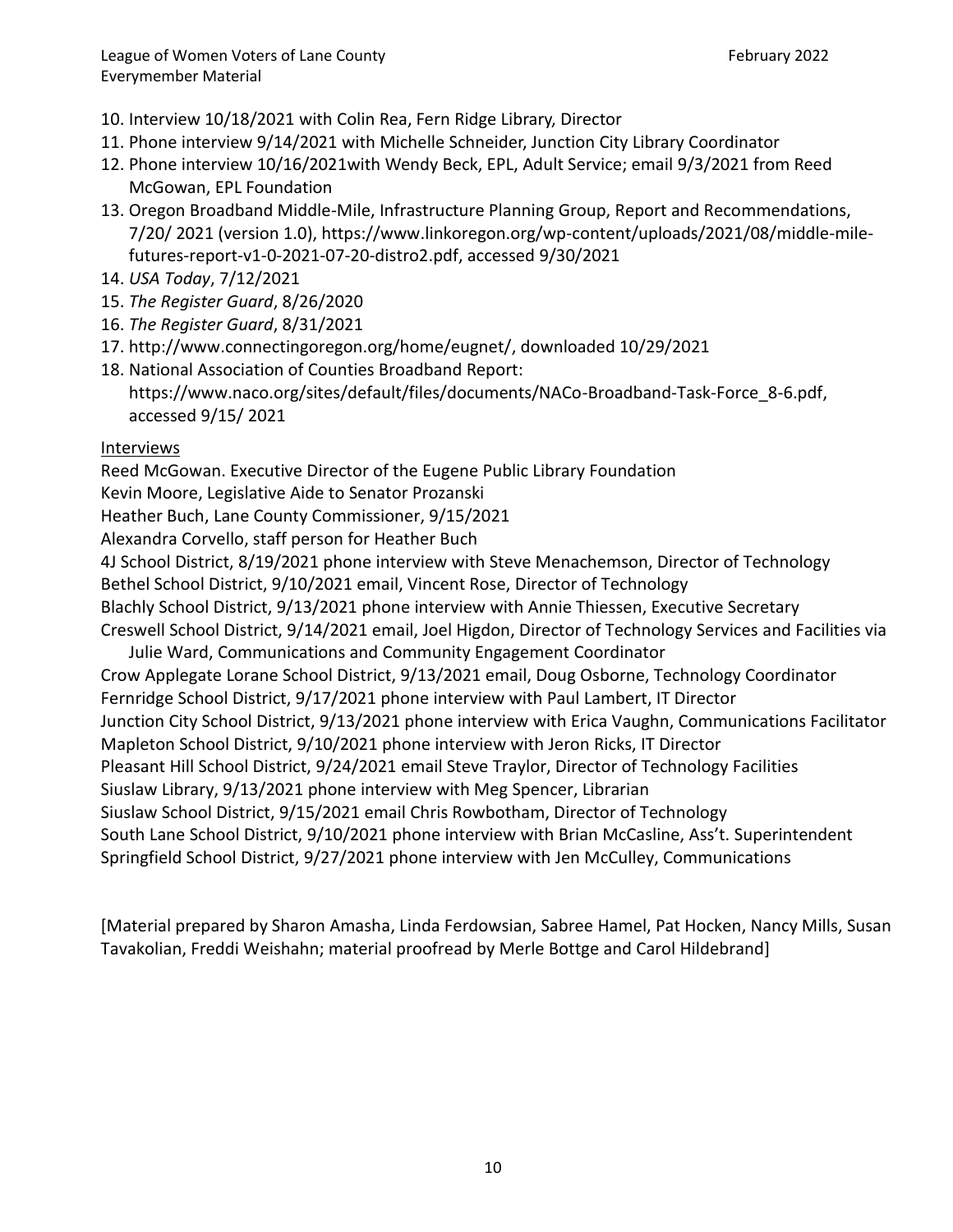10. Interview 10/18/2021 with Colin Rea, Fern Ridge Library, Director
11. Phone interview 9/14/2021 with Michelle Schneider, Junction City Library Coordinator
12. Phone interview 10/16/2021with Wendy Beck, EPL, Adult Service; email 9/3/2021 from Reed McGowan, EPL Foundation
13. Oregon Broadband Middle-Mile, Infrastructure Planning Group, Report and Recommendations, 7/20/ 2021 (version 1.0), https://www.linkoregon.org/wp-content/uploads/2021/08/middle-mile-futures-report-v1-0-2021-07-20-distro2.pdf, accessed 9/30/2021
14. *USA Today*, 7/12/2021
15. *The Register Guard*, 8/26/2020
16. *The Register Guard*, 8/31/2021
17. http://www.connectingoregon.org/home/eugnet/, downloaded 10/29/2021
18. National Association of Counties Broadband Report: https://www.naco.org/sites/default/files/documents/NACo-Broadband-Task-Force_8-6.pdf, accessed 9/15/ 2021

Interviews

Reed McGowan. Executive Director of the Eugene Public Library Foundation
Kevin Moore, Legislative Aide to Senator Prozanski
Heather Buch, Lane County Commissioner, 9/15/2021
Alexandra Corvello, staff person for Heather Buch
4J School District, 8/19/2021 phone interview with Steve Menachemson, Director of Technology
Bethel School District, 9/10/2021 email, Vincent Rose, Director of Technology
Blachly School District, 9/13/2021 phone interview with Annie Thiessen, Executive Secretary
Creswell School District, 9/14/2021 email, Joel Higdon, Director of Technology Services and Facilities via Julie Ward, Communications and Community Engagement Coordinator
Crow Applegate Lorane School District, 9/13/2021 email, Doug Osborne, Technology Coordinator
Fernridge School District, 9/17/2021 phone interview with Paul Lambert, IT Director
Junction City School District, 9/13/2021 phone interview with Erica Vaughn, Communications Facilitator
Mapleton School District, 9/10/2021 phone interview with Jeron Ricks, IT Director
Pleasant Hill School District, 9/24/2021 email Steve Traylor, Director of Technology Facilities
Siuslaw Library, 9/13/2021 phone interview with Meg Spencer, Librarian
Siuslaw School District, 9/15/2021 email Chris Rowbotham, Director of Technology
South Lane School District, 9/10/2021 phone interview with Brian McCasline, Ass't. Superintendent
Springfield School District, 9/27/2021 phone interview with Jen McCulley, Communications

[Material prepared by Sharon Amasha, Linda Ferdowsian, Sabree Hamel, Pat Hocken, Nancy Mills, Susan Tavakolian, Freddi Weishahn; material proofread by Merle Bottge and Carol Hildebrand]